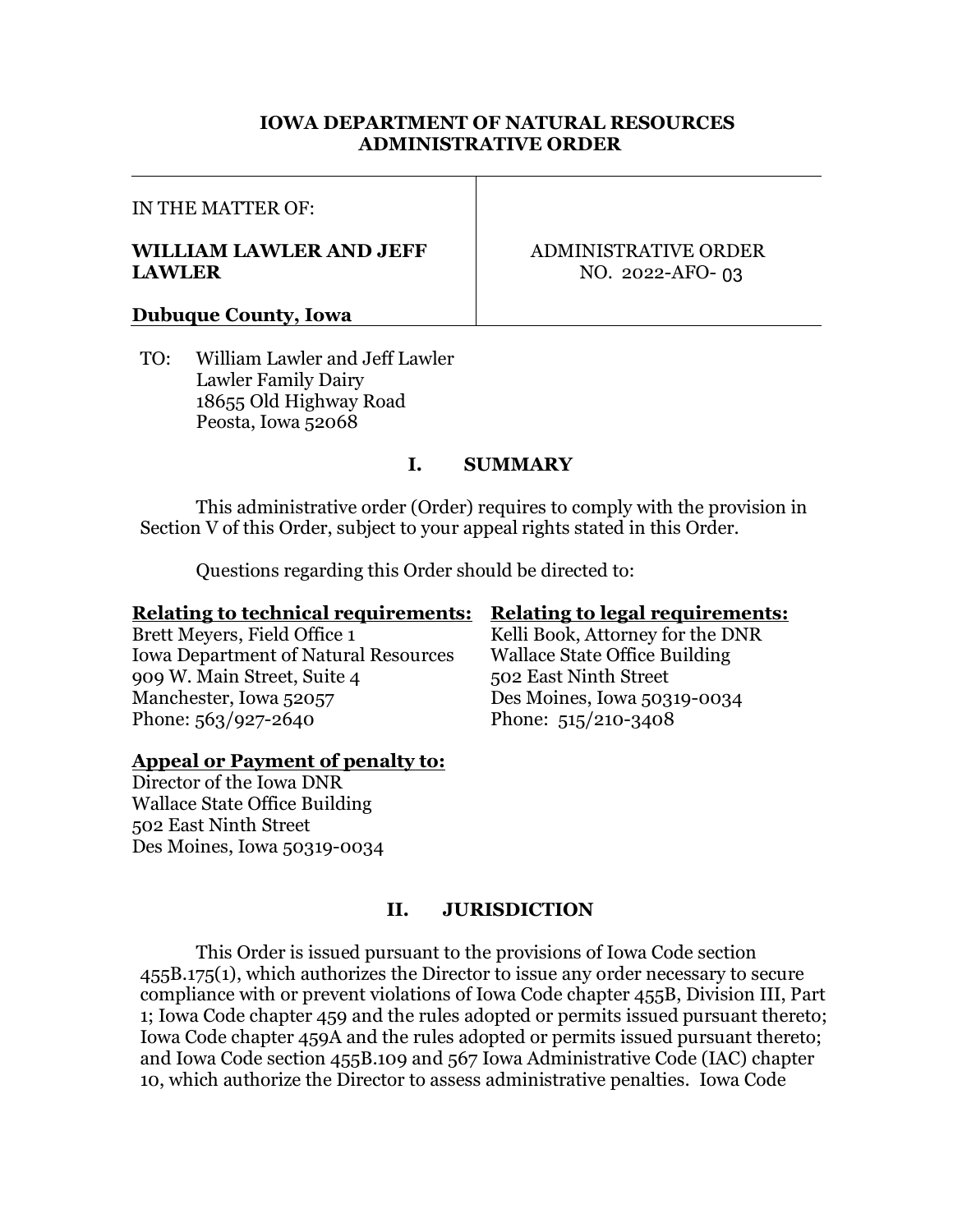**IOWA DEPARTMENT OF NATURAL RESOURCES**
**ADMINISTRATIVE ORDER**

| IN THE MATTER OF: **WILLIAM LAWLER AND JEFF LAWLER** **Dubuque County, Iowa** | ADMINISTRATIVE ORDER NO. 2022-AFO- 03 |
| --- | --- |

TO: William Lawler and Jeff Lawler
Lawler Family Dairy
18655 Old Highway Road
Peosta, Iowa 52068

## I. SUMMARY

This administrative order (Order) requires to comply with the provision in Section V of this Order, subject to your appeal rights stated in this Order.

Questions regarding this Order should be directed to:

**Relating to technical requirements:**
Brett Meyers, Field Office 1
Iowa Department of Natural Resources
909 W. Main Street, Suite 4
Manchester, Iowa 52057
Phone: 563/927-2640

**Relating to legal requirements:**
Kelli Book, Attorney for the DNR
Wallace State Office Building
502 East Ninth Street
Des Moines, Iowa 50319-0034
Phone: 515/210-3408

**Appeal or Payment of penalty to:**
Director of the Iowa DNR
Wallace State Office Building
502 East Ninth Street
Des Moines, Iowa 50319-0034

## II. JURISDICTION

This Order is issued pursuant to the provisions of Iowa Code section 455B.175(1), which authorizes the Director to issue any order necessary to secure compliance with or prevent violations of Iowa Code chapter 455B, Division III, Part 1; Iowa Code chapter 459 and the rules adopted or permits issued pursuant thereto; Iowa Code chapter 459A and the rules adopted or permits issued pursuant thereto; and Iowa Code section 455B.109 and 567 Iowa Administrative Code (IAC) chapter 10, which authorize the Director to assess administrative penalties. Iowa Code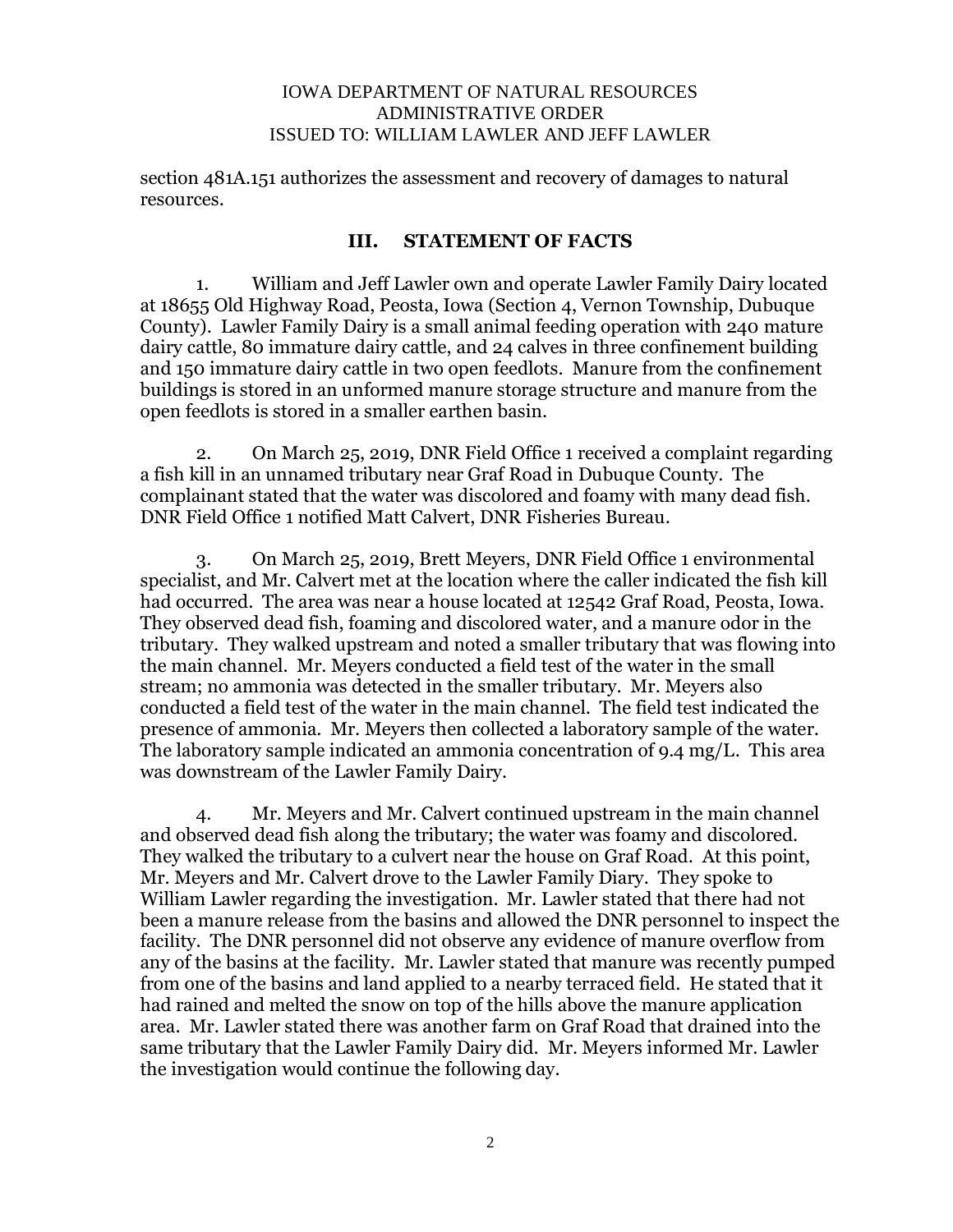section 481A.151 authorizes the assessment and recovery of damages to natural resources.

## III. STATEMENT OF FACTS

1. William and Jeff Lawler own and operate Lawler Family Dairy located at 18655 Old Highway Road, Peosta, Iowa (Section 4, Vernon Township, Dubuque County). Lawler Family Dairy is a small animal feeding operation with 240 mature dairy cattle, 80 immature dairy cattle, and 24 calves in three confinement building and 150 immature dairy cattle in two open feedlots. Manure from the confinement buildings is stored in an unformed manure storage structure and manure from the open feedlots is stored in a smaller earthen basin.

2. On March 25, 2019, DNR Field Office 1 received a complaint regarding a fish kill in an unnamed tributary near Graf Road in Dubuque County. The complainant stated that the water was discolored and foamy with many dead fish. DNR Field Office 1 notified Matt Calvert, DNR Fisheries Bureau.

3. On March 25, 2019, Brett Meyers, DNR Field Office 1 environmental specialist, and Mr. Calvert met at the location where the caller indicated the fish kill had occurred. The area was near a house located at 12542 Graf Road, Peosta, Iowa. They observed dead fish, foaming and discolored water, and a manure odor in the tributary. They walked upstream and noted a smaller tributary that was flowing into the main channel. Mr. Meyers conducted a field test of the water in the small stream; no ammonia was detected in the smaller tributary. Mr. Meyers also conducted a field test of the water in the main channel. The field test indicated the presence of ammonia. Mr. Meyers then collected a laboratory sample of the water. The laboratory sample indicated an ammonia concentration of 9.4 mg/L. This area was downstream of the Lawler Family Dairy.

4. Mr. Meyers and Mr. Calvert continued upstream in the main channel and observed dead fish along the tributary; the water was foamy and discolored. They walked the tributary to a culvert near the house on Graf Road. At this point, Mr. Meyers and Mr. Calvert drove to the Lawler Family Diary. They spoke to William Lawler regarding the investigation. Mr. Lawler stated that there had not been a manure release from the basins and allowed the DNR personnel to inspect the facility. The DNR personnel did not observe any evidence of manure overflow from any of the basins at the facility. Mr. Lawler stated that manure was recently pumped from one of the basins and land applied to a nearby terraced field. He stated that it had rained and melted the snow on top of the hills above the manure application area. Mr. Lawler stated there was another farm on Graf Road that drained into the same tributary that the Lawler Family Dairy did. Mr. Meyers informed Mr. Lawler the investigation would continue the following day.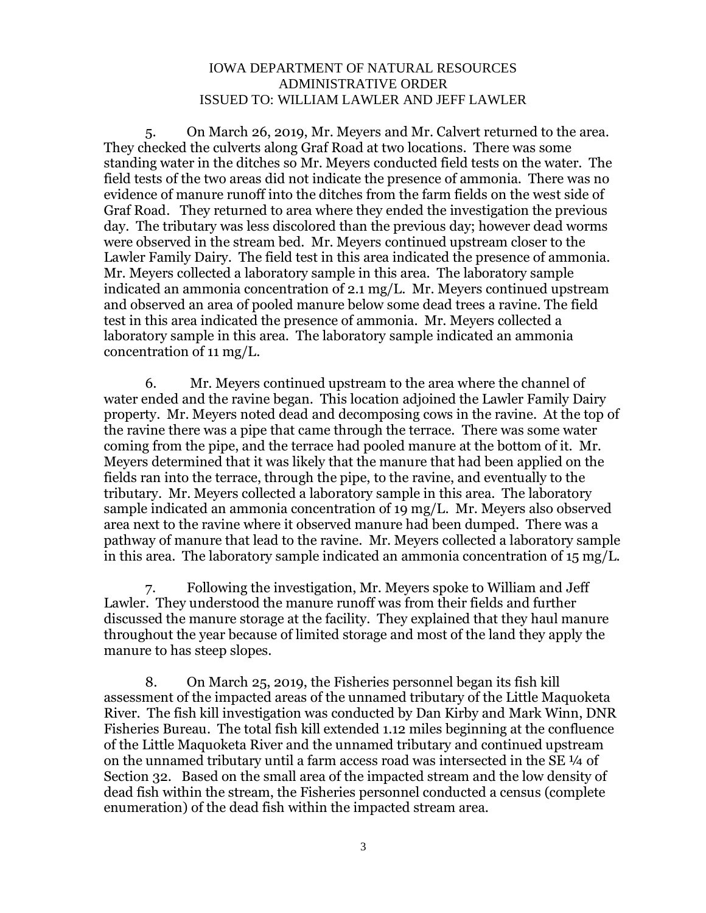5. On March 26, 2019, Mr. Meyers and Mr. Calvert returned to the area. They checked the culverts along Graf Road at two locations. There was some standing water in the ditches so Mr. Meyers conducted field tests on the water. The field tests of the two areas did not indicate the presence of ammonia. There was no evidence of manure runoff into the ditches from the farm fields on the west side of Graf Road. They returned to area where they ended the investigation the previous day. The tributary was less discolored than the previous day; however dead worms were observed in the stream bed. Mr. Meyers continued upstream closer to the Lawler Family Dairy. The field test in this area indicated the presence of ammonia. Mr. Meyers collected a laboratory sample in this area. The laboratory sample indicated an ammonia concentration of 2.1 mg/L. Mr. Meyers continued upstream and observed an area of pooled manure below some dead trees a ravine. The field test in this area indicated the presence of ammonia. Mr. Meyers collected a laboratory sample in this area. The laboratory sample indicated an ammonia concentration of 11 mg/L.

6. Mr. Meyers continued upstream to the area where the channel of water ended and the ravine began. This location adjoined the Lawler Family Dairy property. Mr. Meyers noted dead and decomposing cows in the ravine. At the top of the ravine there was a pipe that came through the terrace. There was some water coming from the pipe, and the terrace had pooled manure at the bottom of it. Mr. Meyers determined that it was likely that the manure that had been applied on the fields ran into the terrace, through the pipe, to the ravine, and eventually to the tributary. Mr. Meyers collected a laboratory sample in this area. The laboratory sample indicated an ammonia concentration of 19 mg/L. Mr. Meyers also observed area next to the ravine where it observed manure had been dumped. There was a pathway of manure that lead to the ravine. Mr. Meyers collected a laboratory sample in this area. The laboratory sample indicated an ammonia concentration of 15 mg/L.

7. Following the investigation, Mr. Meyers spoke to William and Jeff Lawler. They understood the manure runoff was from their fields and further discussed the manure storage at the facility. They explained that they haul manure throughout the year because of limited storage and most of the land they apply the manure to has steep slopes.

8. On March 25, 2019, the Fisheries personnel began its fish kill assessment of the impacted areas of the unnamed tributary of the Little Maquoketa River. The fish kill investigation was conducted by Dan Kirby and Mark Winn, DNR Fisheries Bureau. The total fish kill extended 1.12 miles beginning at the confluence of the Little Maquoketa River and the unnamed tributary and continued upstream on the unnamed tributary until a farm access road was intersected in the SE ¼ of Section 32. Based on the small area of the impacted stream and the low density of dead fish within the stream, the Fisheries personnel conducted a census (complete enumeration) of the dead fish within the impacted stream area.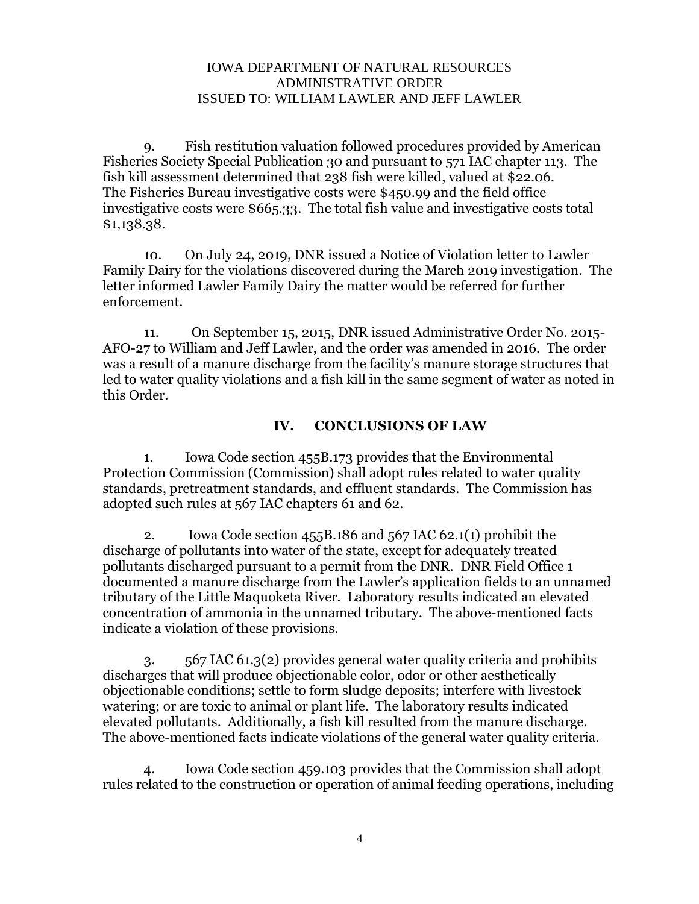9. Fish restitution valuation followed procedures provided by American Fisheries Society Special Publication 30 and pursuant to 571 IAC chapter 113. The fish kill assessment determined that 238 fish were killed, valued at $22.06. The Fisheries Bureau investigative costs were $450.99 and the field office investigative costs were $665.33. The total fish value and investigative costs total $1,138.38.

10. On July 24, 2019, DNR issued a Notice of Violation letter to Lawler Family Dairy for the violations discovered during the March 2019 investigation. The letter informed Lawler Family Dairy the matter would be referred for further enforcement.

11. On September 15, 2015, DNR issued Administrative Order No. 2015-AFO-27 to William and Jeff Lawler, and the order was amended in 2016. The order was a result of a manure discharge from the facility's manure storage structures that led to water quality violations and a fish kill in the same segment of water as noted in this Order.

## IV. CONCLUSIONS OF LAW

1. Iowa Code section 455B.173 provides that the Environmental Protection Commission (Commission) shall adopt rules related to water quality standards, pretreatment standards, and effluent standards. The Commission has adopted such rules at 567 IAC chapters 61 and 62.

2. Iowa Code section 455B.186 and 567 IAC 62.1(1) prohibit the discharge of pollutants into water of the state, except for adequately treated pollutants discharged pursuant to a permit from the DNR. DNR Field Office 1 documented a manure discharge from the Lawler's application fields to an unnamed tributary of the Little Maquoketa River. Laboratory results indicated an elevated concentration of ammonia in the unnamed tributary. The above-mentioned facts indicate a violation of these provisions.

3. 567 IAC 61.3(2) provides general water quality criteria and prohibits discharges that will produce objectionable color, odor or other aesthetically objectionable conditions; settle to form sludge deposits; interfere with livestock watering; or are toxic to animal or plant life. The laboratory results indicated elevated pollutants. Additionally, a fish kill resulted from the manure discharge. The above-mentioned facts indicate violations of the general water quality criteria.

4. Iowa Code section 459.103 provides that the Commission shall adopt rules related to the construction or operation of animal feeding operations, including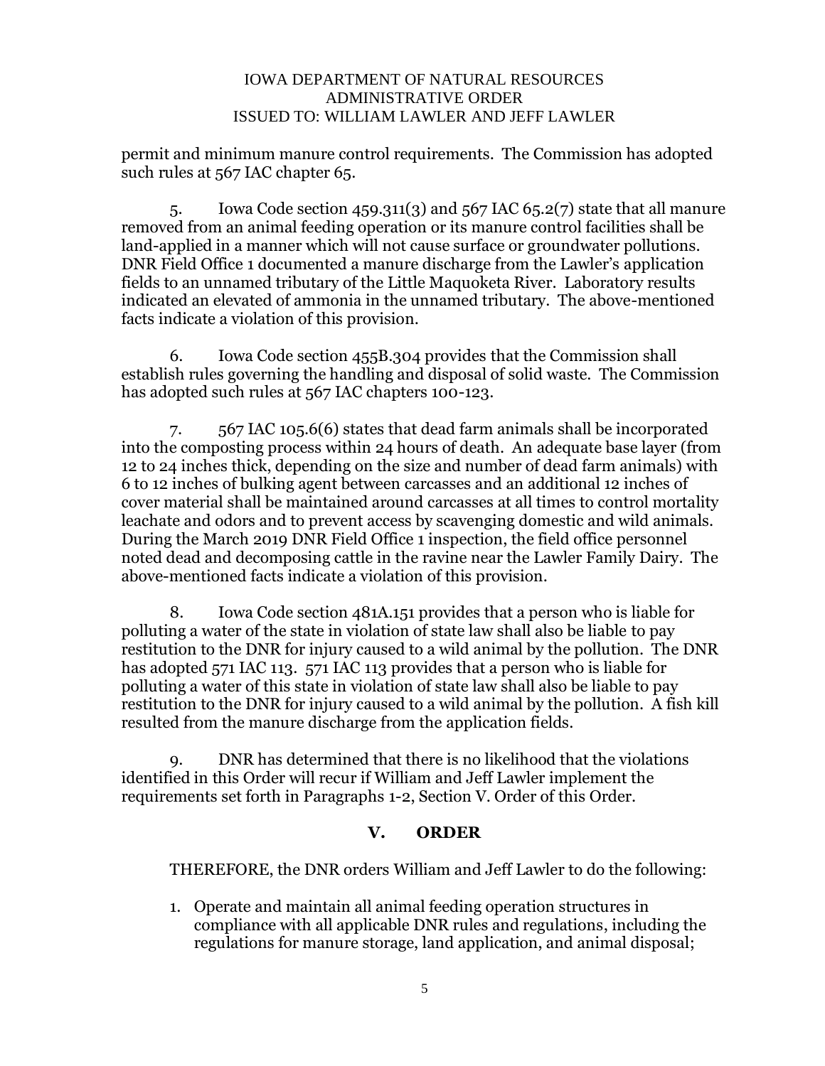permit and minimum manure control requirements. The Commission has adopted such rules at 567 IAC chapter 65.

5. Iowa Code section 459.311(3) and 567 IAC 65.2(7) state that all manure removed from an animal feeding operation or its manure control facilities shall be land-applied in a manner which will not cause surface or groundwater pollutions. DNR Field Office 1 documented a manure discharge from the Lawler's application fields to an unnamed tributary of the Little Maquoketa River. Laboratory results indicated an elevated of ammonia in the unnamed tributary. The above-mentioned facts indicate a violation of this provision.

6. Iowa Code section 455B.304 provides that the Commission shall establish rules governing the handling and disposal of solid waste. The Commission has adopted such rules at 567 IAC chapters 100-123.

7. 567 IAC 105.6(6) states that dead farm animals shall be incorporated into the composting process within 24 hours of death. An adequate base layer (from 12 to 24 inches thick, depending on the size and number of dead farm animals) with 6 to 12 inches of bulking agent between carcasses and an additional 12 inches of cover material shall be maintained around carcasses at all times to control mortality leachate and odors and to prevent access by scavenging domestic and wild animals. During the March 2019 DNR Field Office 1 inspection, the field office personnel noted dead and decomposing cattle in the ravine near the Lawler Family Dairy. The above-mentioned facts indicate a violation of this provision.

8. Iowa Code section 481A.151 provides that a person who is liable for polluting a water of the state in violation of state law shall also be liable to pay restitution to the DNR for injury caused to a wild animal by the pollution. The DNR has adopted 571 IAC 113. 571 IAC 113 provides that a person who is liable for polluting a water of this state in violation of state law shall also be liable to pay restitution to the DNR for injury caused to a wild animal by the pollution. A fish kill resulted from the manure discharge from the application fields.

9. DNR has determined that there is no likelihood that the violations identified in this Order will recur if William and Jeff Lawler implement the requirements set forth in Paragraphs 1-2, Section V. Order of this Order.

## V. ORDER

THEREFORE, the DNR orders William and Jeff Lawler to do the following:

1. Operate and maintain all animal feeding operation structures in compliance with all applicable DNR rules and regulations, including the regulations for manure storage, land application, and animal disposal;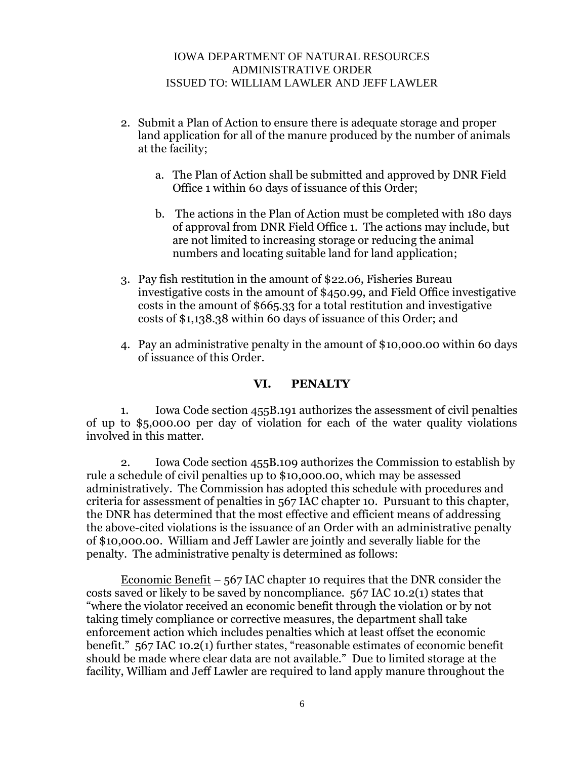2. Submit a Plan of Action to ensure there is adequate storage and proper land application for all of the manure produced by the number of animals at the facility;

   a. The Plan of Action shall be submitted and approved by DNR Field Office 1 within 60 days of issuance of this Order;

   b. The actions in the Plan of Action must be completed with 180 days of approval from DNR Field Office 1. The actions may include, but are not limited to increasing storage or reducing the animal numbers and locating suitable land for land application;

3. Pay fish restitution in the amount of $22.06, Fisheries Bureau investigative costs in the amount of $450.99, and Field Office investigative costs in the amount of $665.33 for a total restitution and investigative costs of $1,138.38 within 60 days of issuance of this Order; and

4. Pay an administrative penalty in the amount of $10,000.00 within 60 days of issuance of this Order.

## VI. PENALTY

1. Iowa Code section 455B.191 authorizes the assessment of civil penalties of up to $5,000.00 per day of violation for each of the water quality violations involved in this matter.

2. Iowa Code section 455B.109 authorizes the Commission to establish by rule a schedule of civil penalties up to $10,000.00, which may be assessed administratively. The Commission has adopted this schedule with procedures and criteria for assessment of penalties in 567 IAC chapter 10. Pursuant to this chapter, the DNR has determined that the most effective and efficient means of addressing the above-cited violations is the issuance of an Order with an administrative penalty of $10,000.00. William and Jeff Lawler are jointly and severally liable for the penalty. The administrative penalty is determined as follows:

Economic Benefit – 567 IAC chapter 10 requires that the DNR consider the costs saved or likely to be saved by noncompliance. 567 IAC 10.2(1) states that "where the violator received an economic benefit through the violation or by not taking timely compliance or corrective measures, the department shall take enforcement action which includes penalties which at least offset the economic benefit." 567 IAC 10.2(1) further states, "reasonable estimates of economic benefit should be made where clear data are not available." Due to limited storage at the facility, William and Jeff Lawler are required to land apply manure throughout the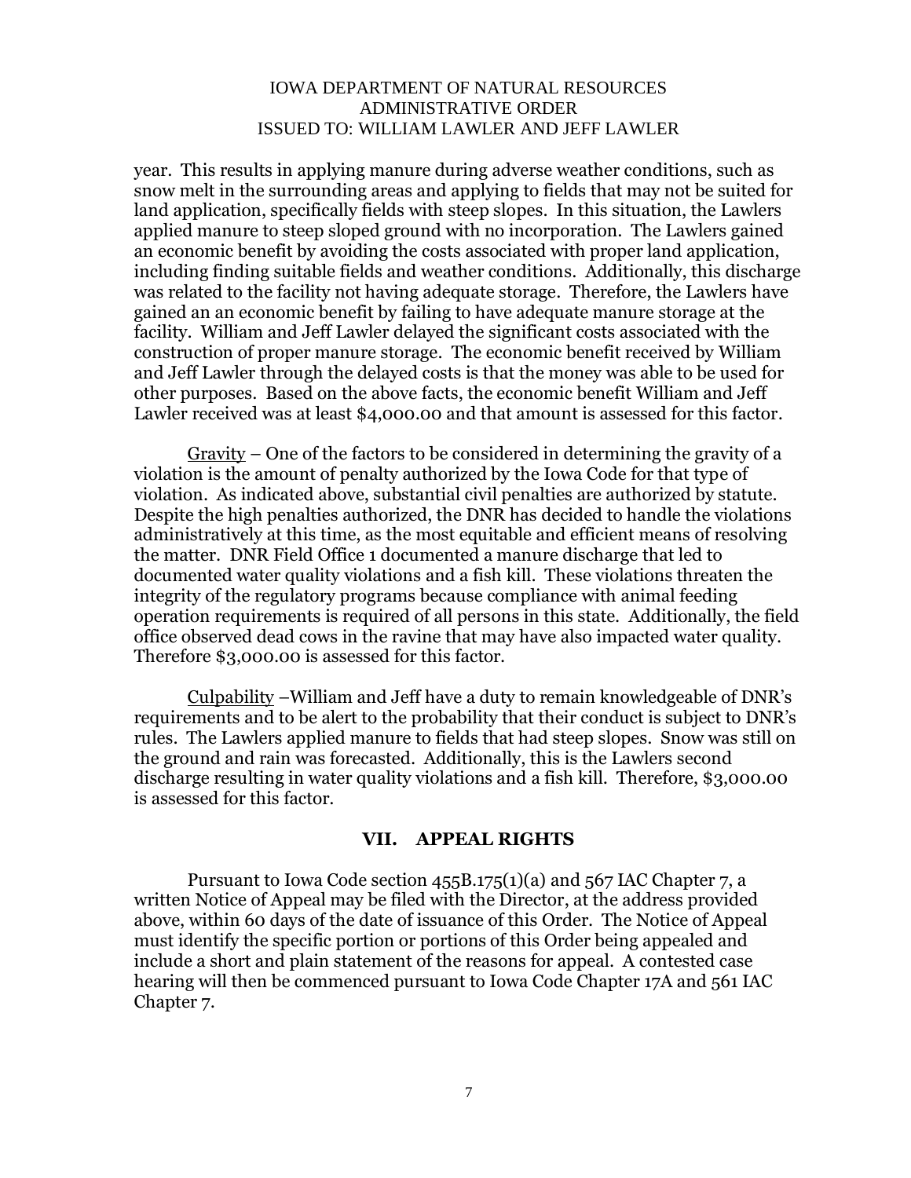year. This results in applying manure during adverse weather conditions, such as snow melt in the surrounding areas and applying to fields that may not be suited for land application, specifically fields with steep slopes. In this situation, the Lawlers applied manure to steep sloped ground with no incorporation. The Lawlers gained an economic benefit by avoiding the costs associated with proper land application, including finding suitable fields and weather conditions. Additionally, this discharge was related to the facility not having adequate storage. Therefore, the Lawlers have gained an an economic benefit by failing to have adequate manure storage at the facility. William and Jeff Lawler delayed the significant costs associated with the construction of proper manure storage. The economic benefit received by William and Jeff Lawler through the delayed costs is that the money was able to be used for other purposes. Based on the above facts, the economic benefit William and Jeff Lawler received was at least $4,000.00 and that amount is assessed for this factor.

Gravity – One of the factors to be considered in determining the gravity of a violation is the amount of penalty authorized by the Iowa Code for that type of violation. As indicated above, substantial civil penalties are authorized by statute. Despite the high penalties authorized, the DNR has decided to handle the violations administratively at this time, as the most equitable and efficient means of resolving the matter. DNR Field Office 1 documented a manure discharge that led to documented water quality violations and a fish kill. These violations threaten the integrity of the regulatory programs because compliance with animal feeding operation requirements is required of all persons in this state. Additionally, the field office observed dead cows in the ravine that may have also impacted water quality. Therefore $3,000.00 is assessed for this factor.

Culpability –William and Jeff have a duty to remain knowledgeable of DNR's requirements and to be alert to the probability that their conduct is subject to DNR's rules. The Lawlers applied manure to fields that had steep slopes. Snow was still on the ground and rain was forecasted. Additionally, this is the Lawlers second discharge resulting in water quality violations and a fish kill. Therefore, $3,000.00 is assessed for this factor.

## VII. APPEAL RIGHTS

Pursuant to Iowa Code section 455B.175(1)(a) and 567 IAC Chapter 7, a written Notice of Appeal may be filed with the Director, at the address provided above, within 60 days of the date of issuance of this Order. The Notice of Appeal must identify the specific portion or portions of this Order being appealed and include a short and plain statement of the reasons for appeal. A contested case hearing will then be commenced pursuant to Iowa Code Chapter 17A and 561 IAC Chapter 7.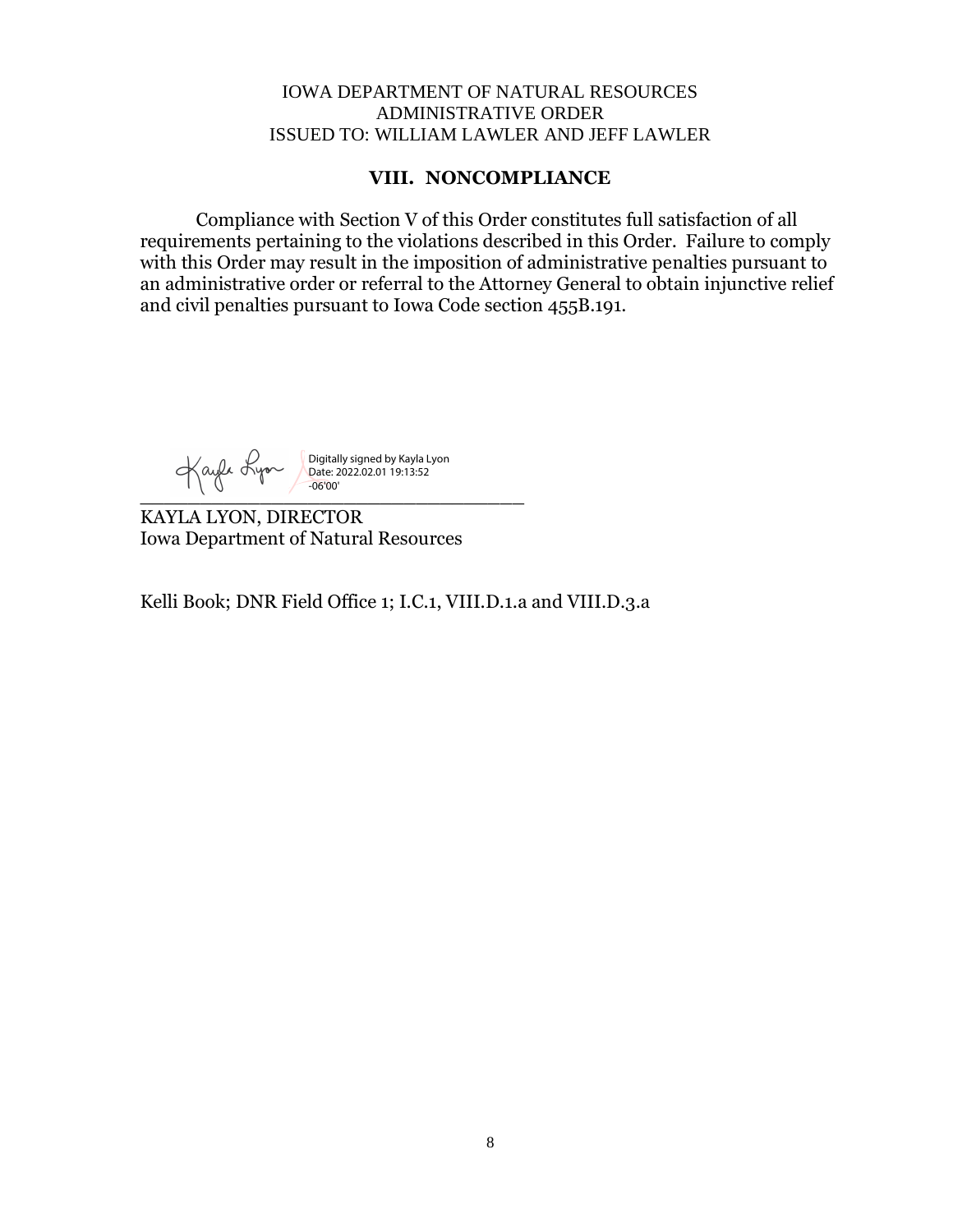IOWA DEPARTMENT OF NATURAL RESOURCES
ADMINISTRATIVE ORDER
ISSUED TO: WILLIAM LAWLER AND JEFF LAWLER

## VIII. NONCOMPLIANCE

Compliance with Section V of this Order constitutes full satisfaction of all requirements pertaining to the violations described in this Order. Failure to comply with this Order may result in the imposition of administrative penalties pursuant to an administrative order or referral to the Attorney General to obtain injunctive relief and civil penalties pursuant to Iowa Code section 455B.191.

Digitally signed by Kayla Lyon
Date: 2022.02.01 19:13:52
-06'00'

___________________________________

KAYLA LYON, DIRECTOR
Iowa Department of Natural Resources

Kelli Book; DNR Field Office 1; I.C.1, VIII.D.1.a and VIII.D.3.a